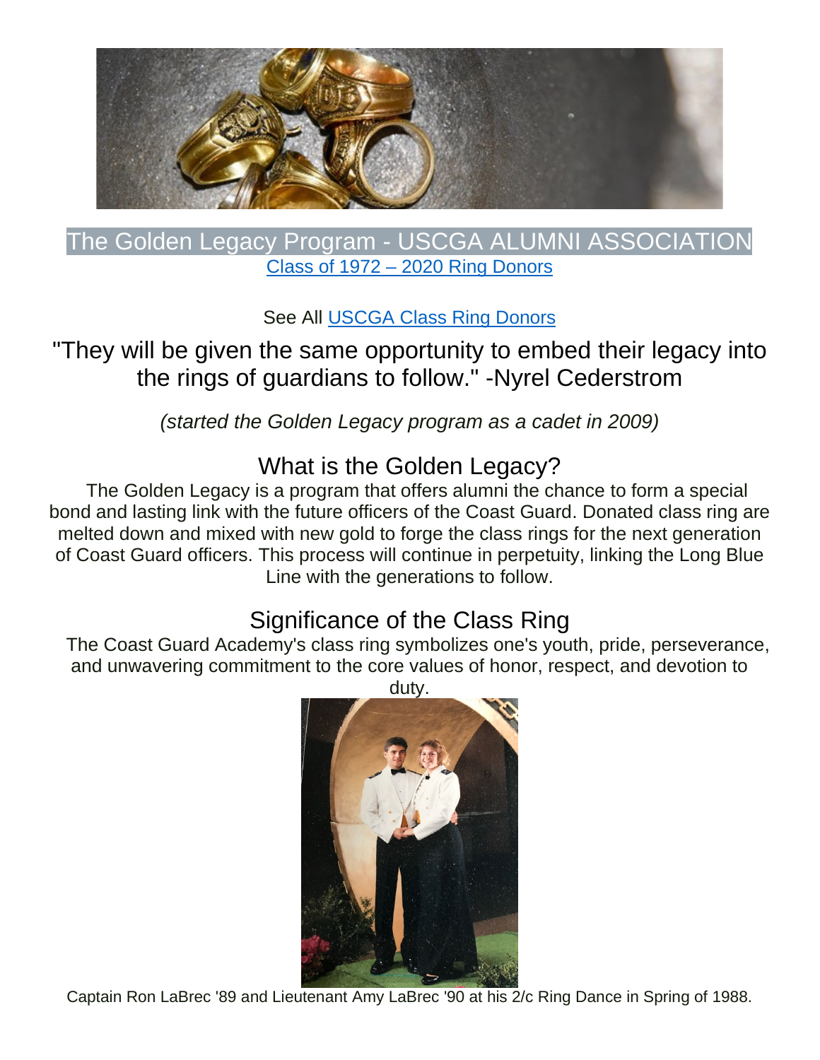# The Golden Legacy Program - USCGA ALUMNI ASSOCIATION

[Class of 1972 – 2020 Ring Donors]

See All [USCGA Class Ring Donors]

## "They will be given the same opportunity to embed their legacy into the rings of guardians to follow." -Nyrel Cederstrom

*(started the Golden Legacy program as a cadet in 2009)*

## What is the Golden Legacy?

The Golden Legacy is a program that offers alumni the chance to form a special bond and lasting link with the future officers of the Coast Guard. Donated class ring are melted down and mixed with new gold to forge the class rings for the next generation of Coast Guard officers. This process will continue in perpetuity, linking the Long Blue Line with the generations to follow.

## Significance of the Class Ring

The Coast Guard Academy's class ring symbolizes one's youth, pride, perseverance, and unwavering commitment to the core values of honor, respect, and devotion to duty.

Captain Ron LaBrec '89 and Lieutenant Amy LaBrec '90 at his 2/c Ring Dance in Spring of 1988.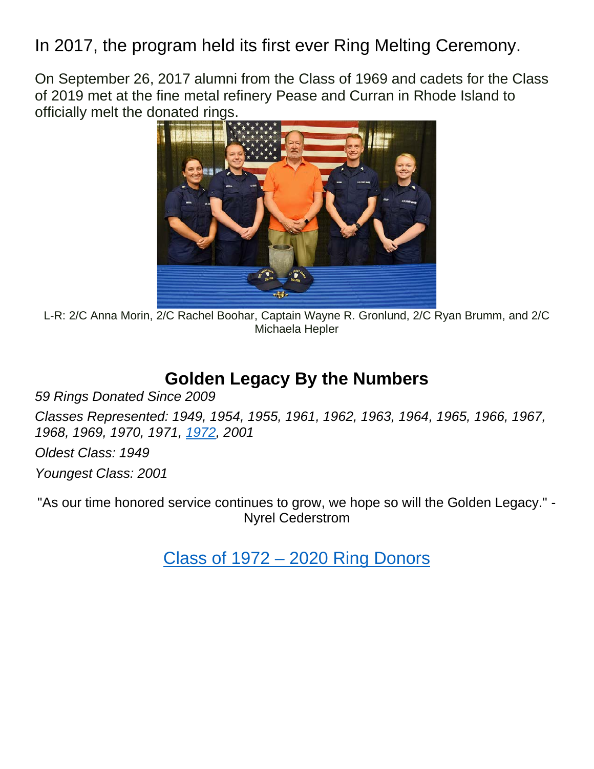In 2017, the program held its first ever Ring Melting Ceremony.

On September 26, 2017 alumni from the Class of 1969 and cadets for the Class of 2019 met at the fine metal refinery Pease and Curran in Rhode Island to officially melt the donated rings.

L-R: 2/C Anna Morin, 2/C Rachel Boohar, Captain Wayne R. Gronlund, 2/C Ryan Brumm, and 2/C Michaela Hepler

## Golden Legacy By the Numbers

*59 Rings Donated Since 2009*

*Classes Represented: 1949, 1954, 1955, 1961, 1962, 1963, 1964, 1965, 1966, 1967, 1968, 1969, 1970, 1971, 1972, 2001*

*Oldest Class: 1949*

*Youngest Class: 2001*

"As our time honored service continues to grow, we hope so will the Golden Legacy." - Nyrel Cederstrom

Class of 1972 – 2020 Ring Donors